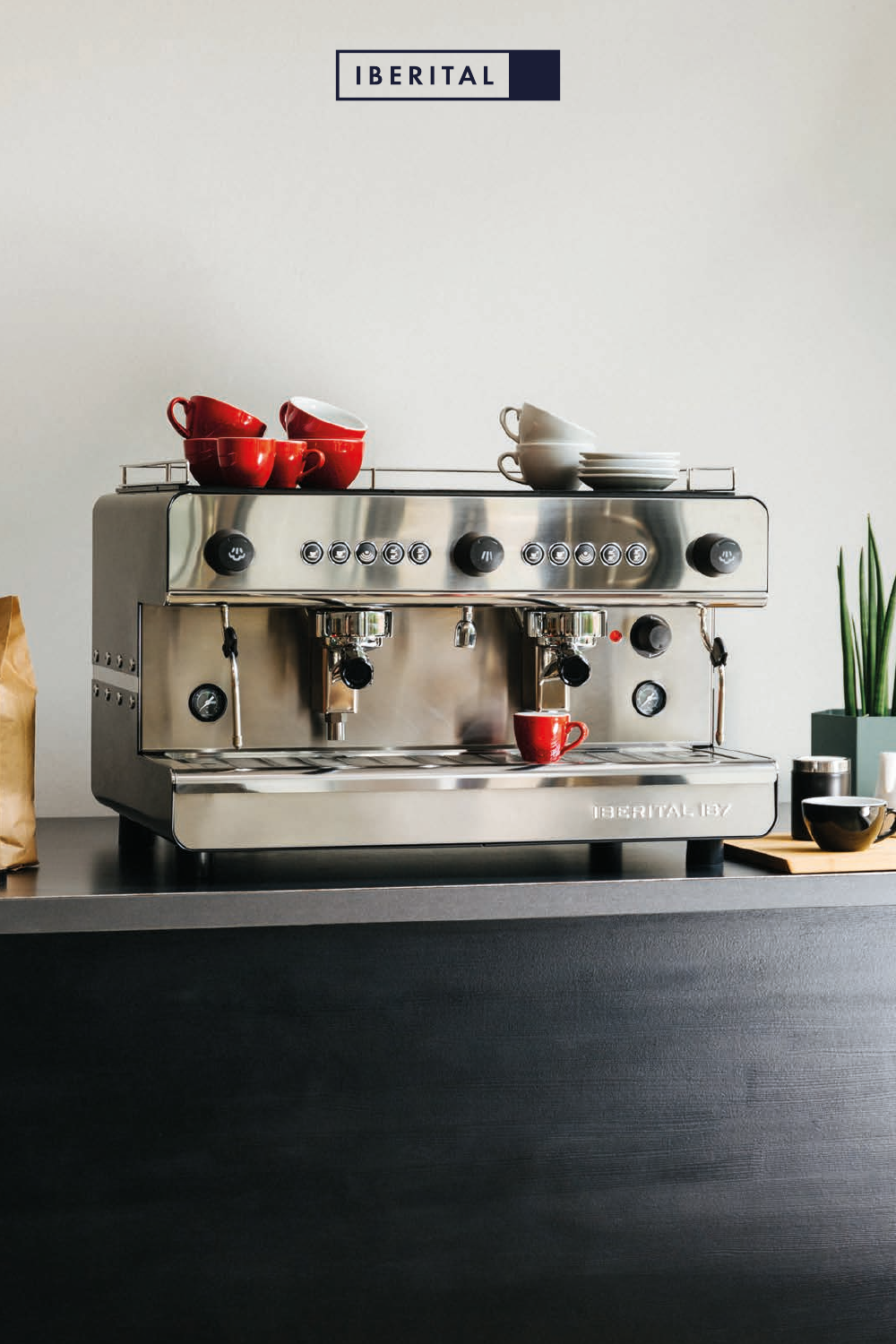IBERITAL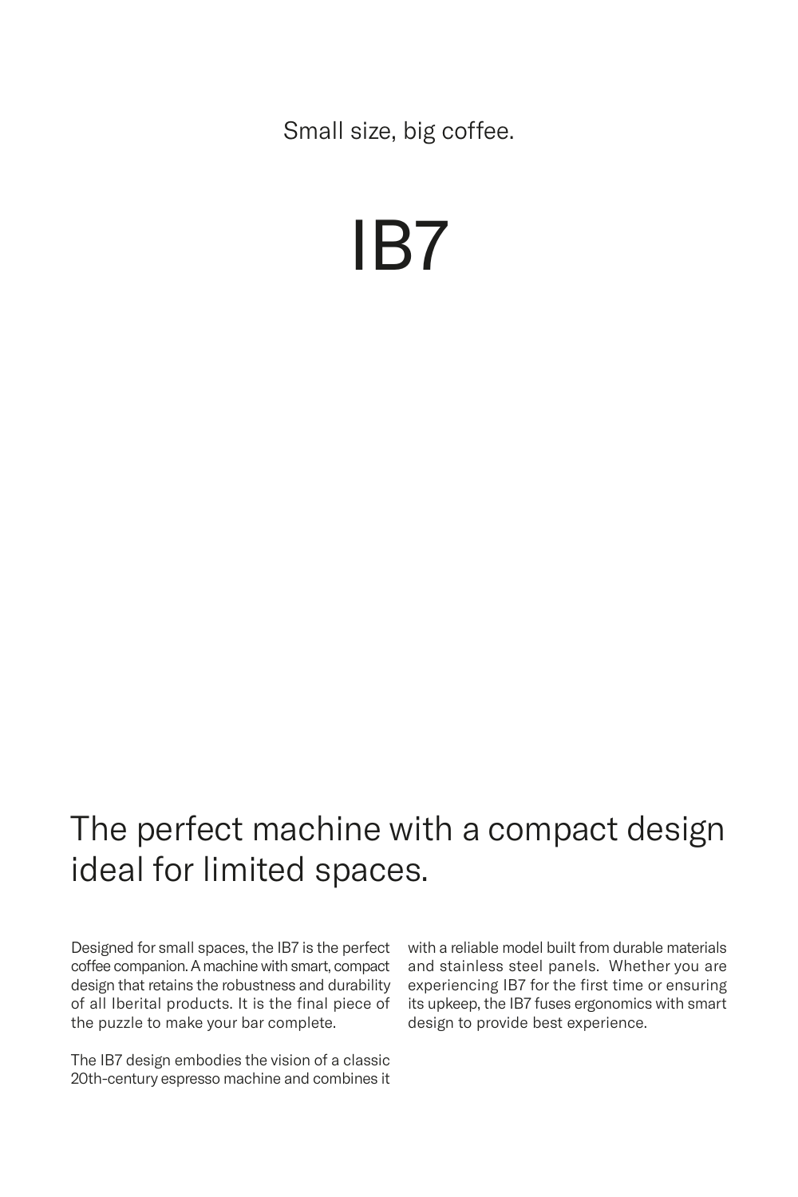Small size, big coffee.

# IB7

## The perfect machine with a compact design ideal for limited spaces.

Designed for small spaces, the IB7 is the perfect coffee companion. A machine with smart, compact design that retains the robustness and durability of all Iberital products. It is the final piece of the puzzle to make your bar complete.

The IB7 design embodies the vision of a classic 20th-century espresso machine and combines it with a reliable model built from durable materials and stainless steel panels. Whether you are experiencing IB7 for the first time or ensuring its upkeep, the IB7 fuses ergonomics with smart design to provide best experience.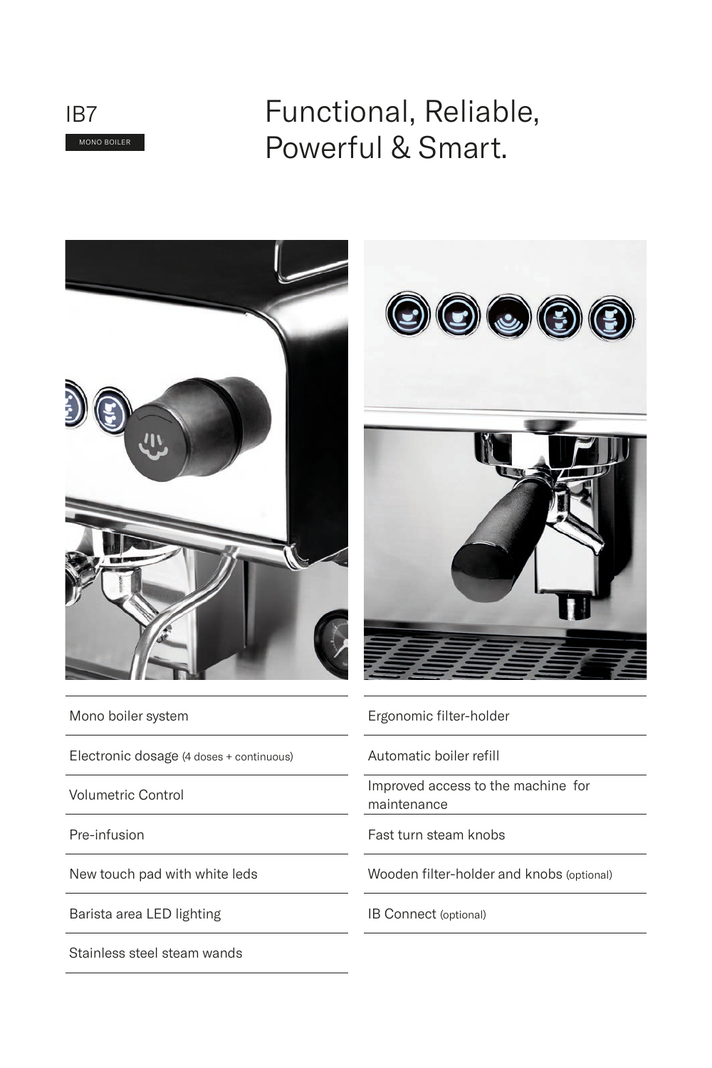IB7

MONO BOILER

# Functional, Reliable, Powerful & Smart.

- Mono boiler system
- Electronic dosage (4 doses + continuous)
- Volumetric Control
- Pre-infusion
- New touch pad with white leds
- Barista area LED lighting
- Stainless steel steam wands
- Ergonomic filter-holder
- Automatic boiler refill
- Improved access to the machine for maintenance
- Fast turn steam knobs
- Wooden filter-holder and knobs (optional)
- IB Connect (optional)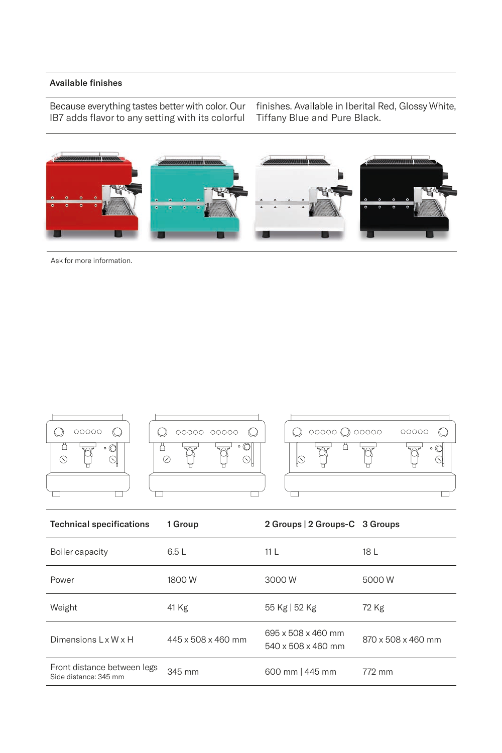## Available finishes

Because everything tastes better with color. Our IB7 adds flavor to any setting with its colorful finishes. Available in Iberital Red, Glossy White, Tiffany Blue and Pure Black.

Ask for more information.

| Technical specifications | 1 Group | 2 Groups \| 2 Groups-C | 3 Groups |
|---|---|---|---|
| Boiler capacity | 6.5 L | 11 L | 18 L |
| Power | 1800 W | 3000 W | 5000 W |
| Weight | 41 Kg | 55 Kg \| 52 Kg | 72 Kg |
| Dimensions L x W x H | 445 x 508 x 460 mm | 695 x 508 x 460 mm<br>540 x 508 x 460 mm | 870 x 508 x 460 mm |
| Front distance between legs<br>Side distance: 345 mm | 345 mm | 600 mm \| 445 mm | 772 mm |